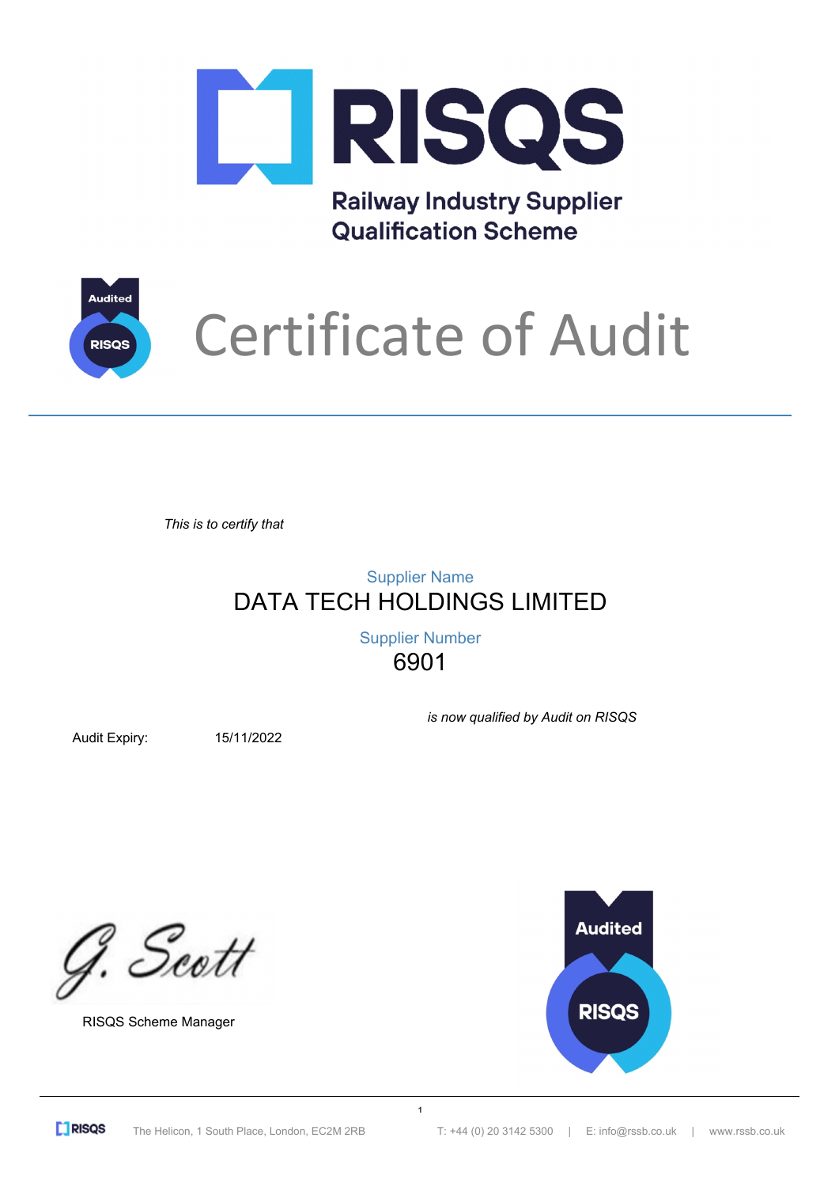# RISQS

## Railway Industry Supplier Qualification Scheme

# Certificate of Audit

*This is to certify that*

Supplier Name

**DATA TECH HOLDINGS LIMITED**

Supplier Number

**6901**

*is now qualified by Audit on RISQS*

Audit Expiry: 15/11/2022

G. Scott

RISQS Scheme Manager

The Helicon, 1 South Place, London, EC2M 2RB | T: +44 (0) 20 3142 5300 | E: info@rssb.co.uk | www.rssb.co.uk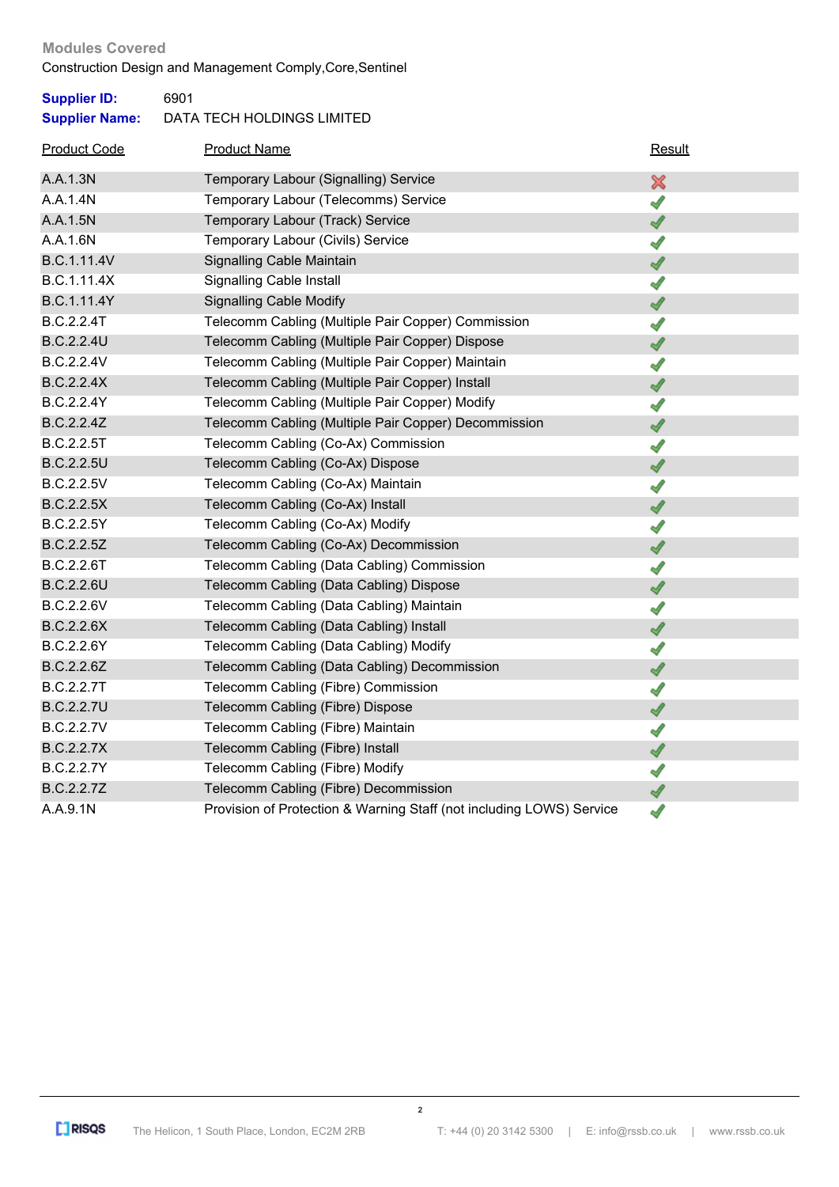**Modules Covered**

Construction Design and Management Comply,Core,Sentinel

**Supplier ID:** 6901

**Supplier Name:** DATA TECH HOLDINGS LIMITED

| Product Code | Product Name | Result |
|---|---|---|
| A.A.1.3N | Temporary Labour (Signalling) Service | ✗ |
| A.A.1.4N | Temporary Labour (Telecomms) Service | ✓ |
| A.A.1.5N | Temporary Labour (Track) Service | ✓ |
| A.A.1.6N | Temporary Labour (Civils) Service | ✓ |
| B.C.1.11.4V | Signalling Cable Maintain | ✓ |
| B.C.1.11.4X | Signalling Cable Install | ✓ |
| B.C.1.11.4Y | Signalling Cable Modify | ✓ |
| B.C.2.2.4T | Telecomm Cabling (Multiple Pair Copper) Commission | ✓ |
| B.C.2.2.4U | Telecomm Cabling (Multiple Pair Copper) Dispose | ✓ |
| B.C.2.2.4V | Telecomm Cabling (Multiple Pair Copper) Maintain | ✓ |
| B.C.2.2.4X | Telecomm Cabling (Multiple Pair Copper) Install | ✓ |
| B.C.2.2.4Y | Telecomm Cabling (Multiple Pair Copper) Modify | ✓ |
| B.C.2.2.4Z | Telecomm Cabling (Multiple Pair Copper) Decommission | ✓ |
| B.C.2.2.5T | Telecomm Cabling (Co-Ax) Commission | ✓ |
| B.C.2.2.5U | Telecomm Cabling (Co-Ax) Dispose | ✓ |
| B.C.2.2.5V | Telecomm Cabling (Co-Ax) Maintain | ✓ |
| B.C.2.2.5X | Telecomm Cabling (Co-Ax) Install | ✓ |
| B.C.2.2.5Y | Telecomm Cabling (Co-Ax) Modify | ✓ |
| B.C.2.2.5Z | Telecomm Cabling (Co-Ax) Decommission | ✓ |
| B.C.2.2.6T | Telecomm Cabling (Data Cabling) Commission | ✓ |
| B.C.2.2.6U | Telecomm Cabling (Data Cabling) Dispose | ✓ |
| B.C.2.2.6V | Telecomm Cabling (Data Cabling) Maintain | ✓ |
| B.C.2.2.6X | Telecomm Cabling (Data Cabling) Install | ✓ |
| B.C.2.2.6Y | Telecomm Cabling (Data Cabling) Modify | ✓ |
| B.C.2.2.6Z | Telecomm Cabling (Data Cabling) Decommission | ✓ |
| B.C.2.2.7T | Telecomm Cabling (Fibre) Commission | ✓ |
| B.C.2.2.7U | Telecomm Cabling (Fibre) Dispose | ✓ |
| B.C.2.2.7V | Telecomm Cabling (Fibre) Maintain | ✓ |
| B.C.2.2.7X | Telecomm Cabling (Fibre) Install | ✓ |
| B.C.2.2.7Y | Telecomm Cabling (Fibre) Modify | ✓ |
| B.C.2.2.7Z | Telecomm Cabling (Fibre) Decommission | ✓ |
| A.A.9.1N | Provision of Protection & Warning Staff (not including LOWS) Service | ✓ |